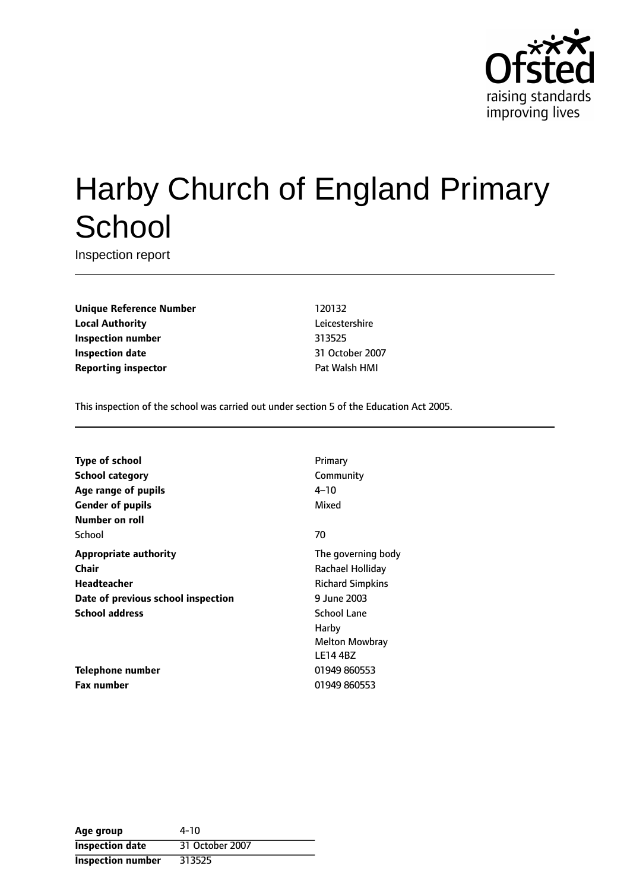# Harby Church of England Primary School

Inspection report

| | |
|---|---|
| **Unique Reference Number** | 120132 |
| **Local Authority** | Leicestershire |
| **Inspection number** | 313525 |
| **Inspection date** | 31 October 2007 |
| **Reporting inspector** | Pat Walsh HMI |

This inspection of the school was carried out under section 5 of the Education Act 2005.

| | |
|---|---|
| **Type of school** | Primary |
| **School category** | Community |
| **Age range of pupils** | 4–10 |
| **Gender of pupils** | Mixed |
| **Number on roll** | |
| School | 70 |
| **Appropriate authority** | The governing body |
| **Chair** | Rachael Holliday |
| **Headteacher** | Richard Simpkins |
| **Date of previous school inspection** | 9 June 2003 |
| **School address** | School Lane<br>Harby<br>Melton Mowbray<br>LE14 4BZ |
| **Telephone number** | 01949 860553 |
| **Fax number** | 01949 860553 |

| | |
|---|---|
| **Age group** | 4-10 |
| **Inspection date** | 31 October 2007 |
| **Inspection number** | 313525 |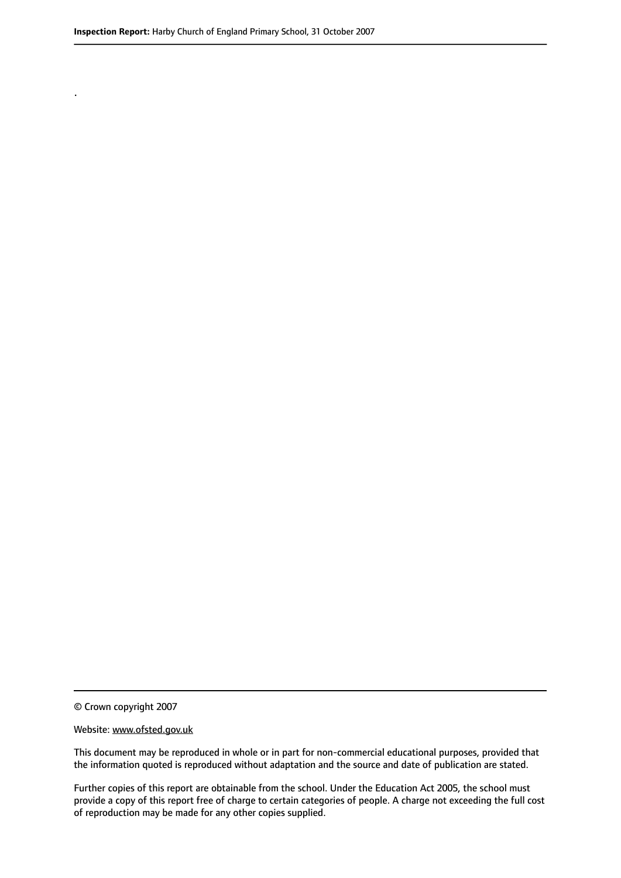.

© Crown copyright 2007

Website: www.ofsted.gov.uk

This document may be reproduced in whole or in part for non-commercial educational purposes, provided that the information quoted is reproduced without adaptation and the source and date of publication are stated.

Further copies of this report are obtainable from the school. Under the Education Act 2005, the school must provide a copy of this report free of charge to certain categories of people. A charge not exceeding the full cost of reproduction may be made for any other copies supplied.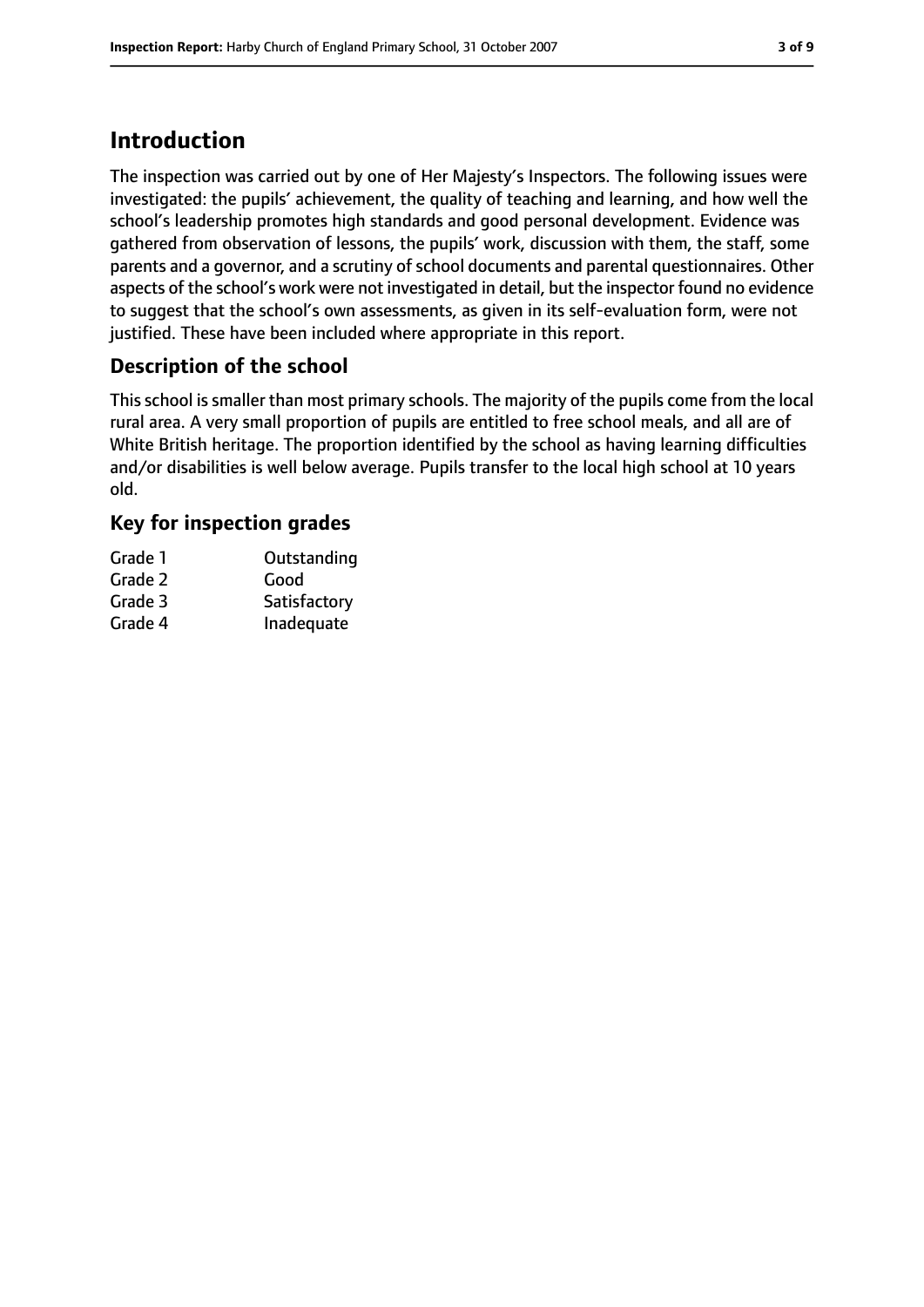## Introduction

The inspection was carried out by one of Her Majesty's Inspectors. The following issues were investigated: the pupils' achievement, the quality of teaching and learning, and how well the school's leadership promotes high standards and good personal development. Evidence was gathered from observation of lessons, the pupils' work, discussion with them, the staff, some parents and a governor, and a scrutiny of school documents and parental questionnaires. Other aspects of the school's work were not investigated in detail, but the inspector found no evidence to suggest that the school's own assessments, as given in its self-evaluation form, were not justified. These have been included where appropriate in this report.

### Description of the school

This school is smaller than most primary schools. The majority of the pupils come from the local rural area. A very small proportion of pupils are entitled to free school meals, and all are of White British heritage. The proportion identified by the school as having learning difficulties and/or disabilities is well below average. Pupils transfer to the local high school at 10 years old.

### Key for inspection grades

| | |
|---|---|
| Grade 1 | Outstanding |
| Grade 2 | Good |
| Grade 3 | Satisfactory |
| Grade 4 | Inadequate |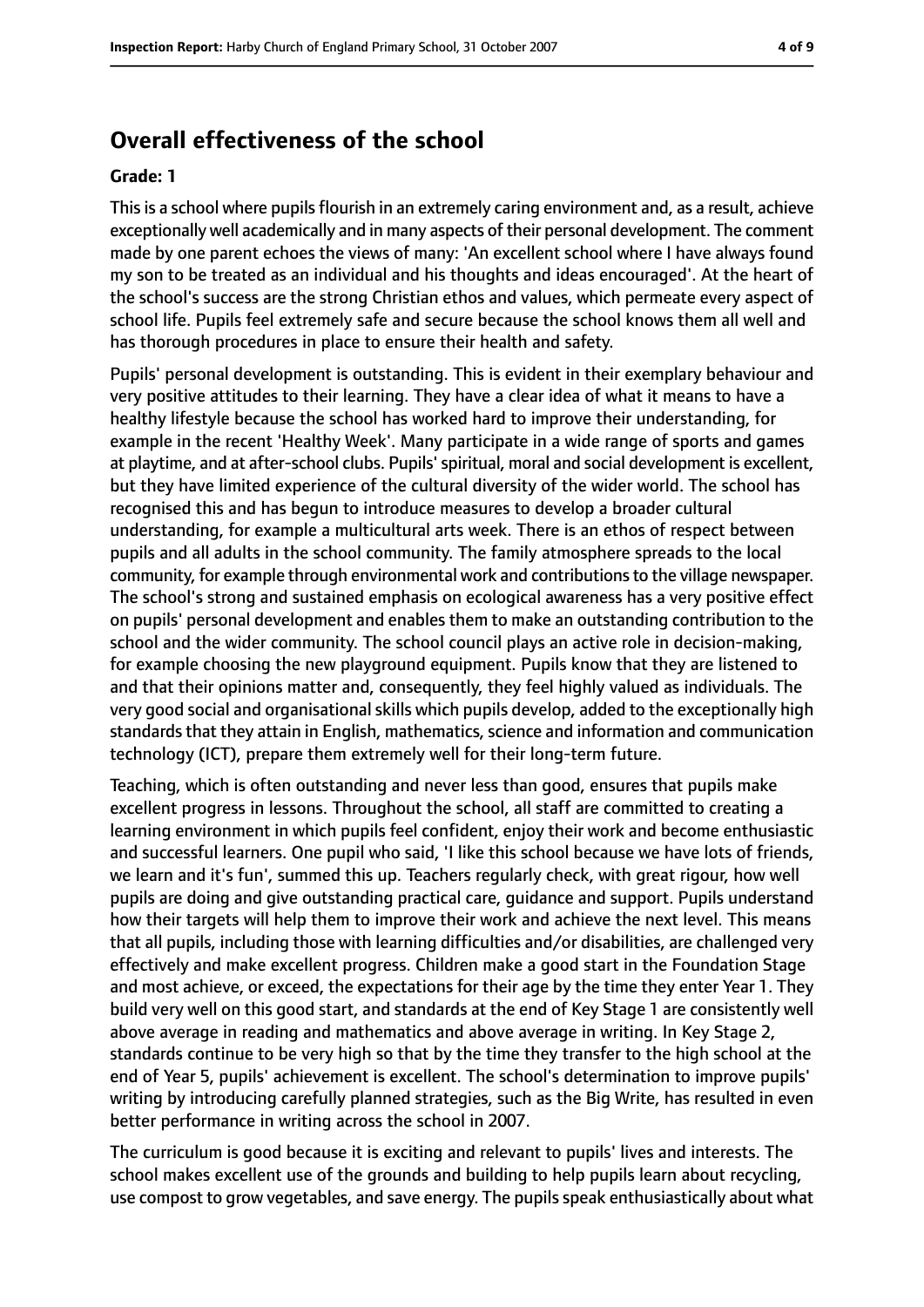## Overall effectiveness of the school

**Grade: 1**

This is a school where pupils flourish in an extremely caring environment and, as a result, achieve exceptionally well academically and in many aspects of their personal development. The comment made by one parent echoes the views of many: 'An excellent school where I have always found my son to be treated as an individual and his thoughts and ideas encouraged'. At the heart of the school's success are the strong Christian ethos and values, which permeate every aspect of school life. Pupils feel extremely safe and secure because the school knows them all well and has thorough procedures in place to ensure their health and safety.

Pupils' personal development is outstanding. This is evident in their exemplary behaviour and very positive attitudes to their learning. They have a clear idea of what it means to have a healthy lifestyle because the school has worked hard to improve their understanding, for example in the recent 'Healthy Week'. Many participate in a wide range of sports and games at playtime, and at after-school clubs. Pupils' spiritual, moral and social development is excellent, but they have limited experience of the cultural diversity of the wider world. The school has recognised this and has begun to introduce measures to develop a broader cultural understanding, for example a multicultural arts week. There is an ethos of respect between pupils and all adults in the school community. The family atmosphere spreads to the local community, for example through environmental work and contributions to the village newspaper. The school's strong and sustained emphasis on ecological awareness has a very positive effect on pupils' personal development and enables them to make an outstanding contribution to the school and the wider community. The school council plays an active role in decision-making, for example choosing the new playground equipment. Pupils know that they are listened to and that their opinions matter and, consequently, they feel highly valued as individuals. The very good social and organisational skills which pupils develop, added to the exceptionally high standards that they attain in English, mathematics, science and information and communication technology (ICT), prepare them extremely well for their long-term future.

Teaching, which is often outstanding and never less than good, ensures that pupils make excellent progress in lessons. Throughout the school, all staff are committed to creating a learning environment in which pupils feel confident, enjoy their work and become enthusiastic and successful learners. One pupil who said, 'I like this school because we have lots of friends, we learn and it's fun', summed this up. Teachers regularly check, with great rigour, how well pupils are doing and give outstanding practical care, guidance and support. Pupils understand how their targets will help them to improve their work and achieve the next level. This means that all pupils, including those with learning difficulties and/or disabilities, are challenged very effectively and make excellent progress. Children make a good start in the Foundation Stage and most achieve, or exceed, the expectations for their age by the time they enter Year 1. They build very well on this good start, and standards at the end of Key Stage 1 are consistently well above average in reading and mathematics and above average in writing. In Key Stage 2, standards continue to be very high so that by the time they transfer to the high school at the end of Year 5, pupils' achievement is excellent. The school's determination to improve pupils' writing by introducing carefully planned strategies, such as the Big Write, has resulted in even better performance in writing across the school in 2007.

The curriculum is good because it is exciting and relevant to pupils' lives and interests. The school makes excellent use of the grounds and building to help pupils learn about recycling, use compost to grow vegetables, and save energy. The pupils speak enthusiastically about what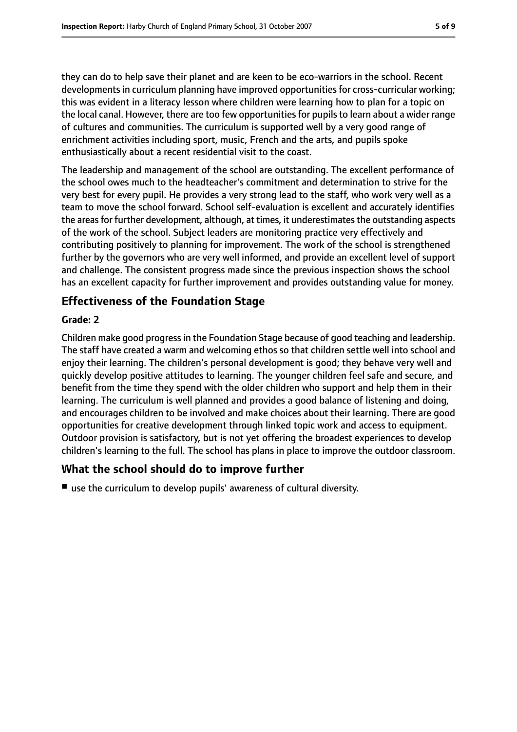they can do to help save their planet and are keen to be eco-warriors in the school. Recent developments in curriculum planning have improved opportunities for cross-curricular working; this was evident in a literacy lesson where children were learning how to plan for a topic on the local canal. However, there are too few opportunities for pupils to learn about a wider range of cultures and communities. The curriculum is supported well by a very good range of enrichment activities including sport, music, French and the arts, and pupils spoke enthusiastically about a recent residential visit to the coast.

The leadership and management of the school are outstanding. The excellent performance of the school owes much to the headteacher's commitment and determination to strive for the very best for every pupil. He provides a very strong lead to the staff, who work very well as a team to move the school forward. School self-evaluation is excellent and accurately identifies the areas for further development, although, at times, it underestimates the outstanding aspects of the work of the school. Subject leaders are monitoring practice very effectively and contributing positively to planning for improvement. The work of the school is strengthened further by the governors who are very well informed, and provide an excellent level of support and challenge. The consistent progress made since the previous inspection shows the school has an excellent capacity for further improvement and provides outstanding value for money.

## Effectiveness of the Foundation Stage

**Grade: 2**

Children make good progress in the Foundation Stage because of good teaching and leadership. The staff have created a warm and welcoming ethos so that children settle well into school and enjoy their learning. The children's personal development is good; they behave very well and quickly develop positive attitudes to learning. The younger children feel safe and secure, and benefit from the time they spend with the older children who support and help them in their learning. The curriculum is well planned and provides a good balance of listening and doing, and encourages children to be involved and make choices about their learning. There are good opportunities for creative development through linked topic work and access to equipment. Outdoor provision is satisfactory, but is not yet offering the broadest experiences to develop children's learning to the full. The school has plans in place to improve the outdoor classroom.

## What the school should do to improve further

- use the curriculum to develop pupils' awareness of cultural diversity.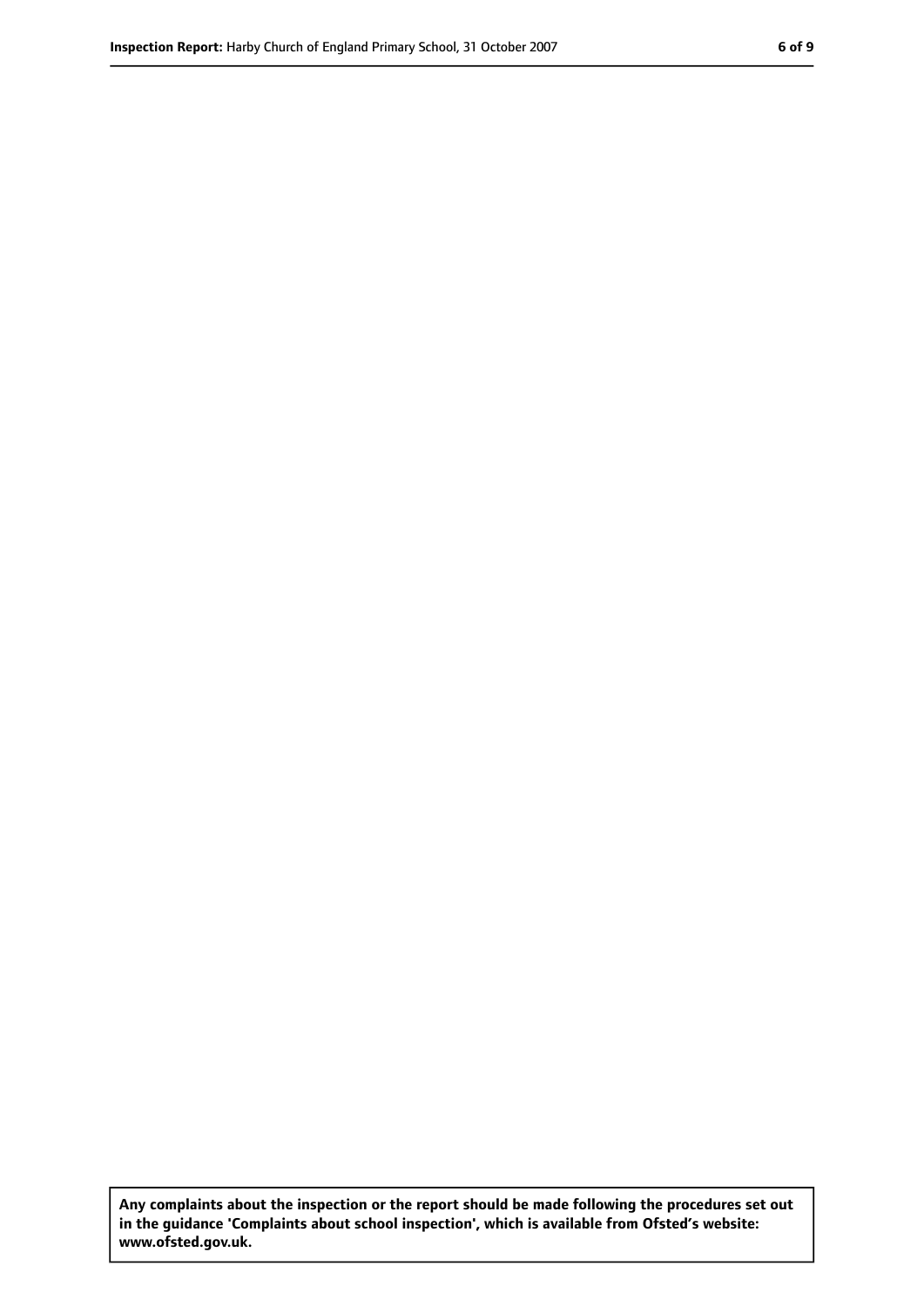**Any complaints about the inspection or the report should be made following the procedures set out in the guidance 'Complaints about school inspection', which is available from Ofsted's website: www.ofsted.gov.uk.**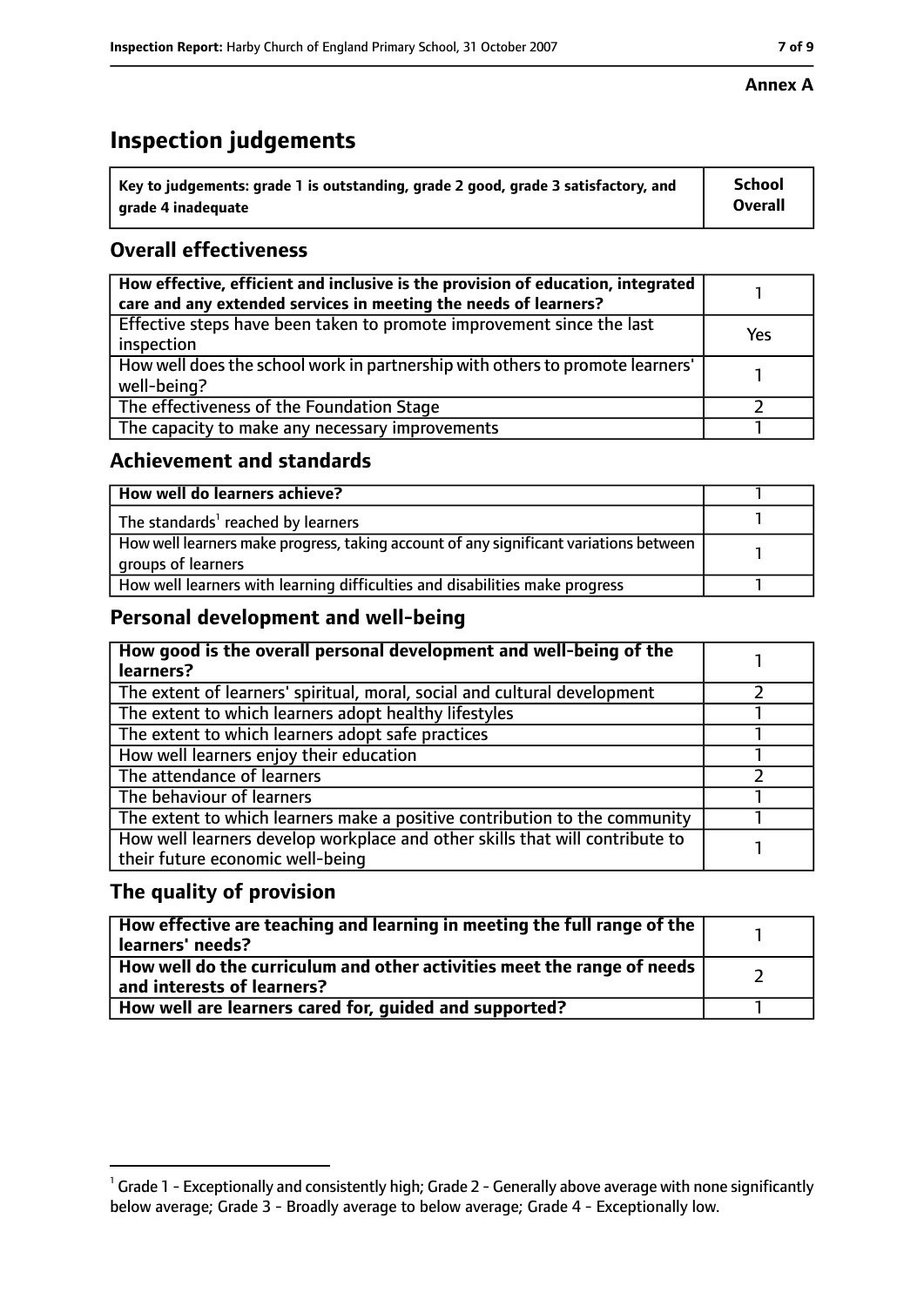**Annex A**

# Inspection judgements

| Key to judgements: grade 1 is outstanding, grade 2 good, grade 3 satisfactory, and grade 4 inadequate | School Overall |
|---|---|

## Overall effectiveness

| | |
|---|---|
| How effective, efficient and inclusive is the provision of education, integrated care and any extended services in meeting the needs of learners? | 1 |
| Effective steps have been taken to promote improvement since the last inspection | Yes |
| How well does the school work in partnership with others to promote learners' well-being? | 1 |
| The effectiveness of the Foundation Stage | 2 |
| The capacity to make any necessary improvements | 1 |

## Achievement and standards

| | |
|---|---|
| How well do learners achieve? | 1 |
| The standards[1] reached by learners | 1 |
| How well learners make progress, taking account of any significant variations between groups of learners | 1 |
| How well learners with learning difficulties and disabilities make progress | 1 |

## Personal development and well-being

| | |
|---|---|
| How good is the overall personal development and well-being of the learners? | 1 |
| The extent of learners' spiritual, moral, social and cultural development | 2 |
| The extent to which learners adopt healthy lifestyles | 1 |
| The extent to which learners adopt safe practices | 1 |
| How well learners enjoy their education | 1 |
| The attendance of learners | 2 |
| The behaviour of learners | 1 |
| The extent to which learners make a positive contribution to the community | 1 |
| How well learners develop workplace and other skills that will contribute to their future economic well-being | 1 |

## The quality of provision

| | |
|---|---|
| How effective are teaching and learning in meeting the full range of the learners' needs? | 1 |
| How well do the curriculum and other activities meet the range of needs and interests of learners? | 2 |
| How well are learners cared for, guided and supported? | 1 |

[1] Grade 1 - Exceptionally and consistently high; Grade 2 - Generally above average with none significantly below average; Grade 3 - Broadly average to below average; Grade 4 - Exceptionally low.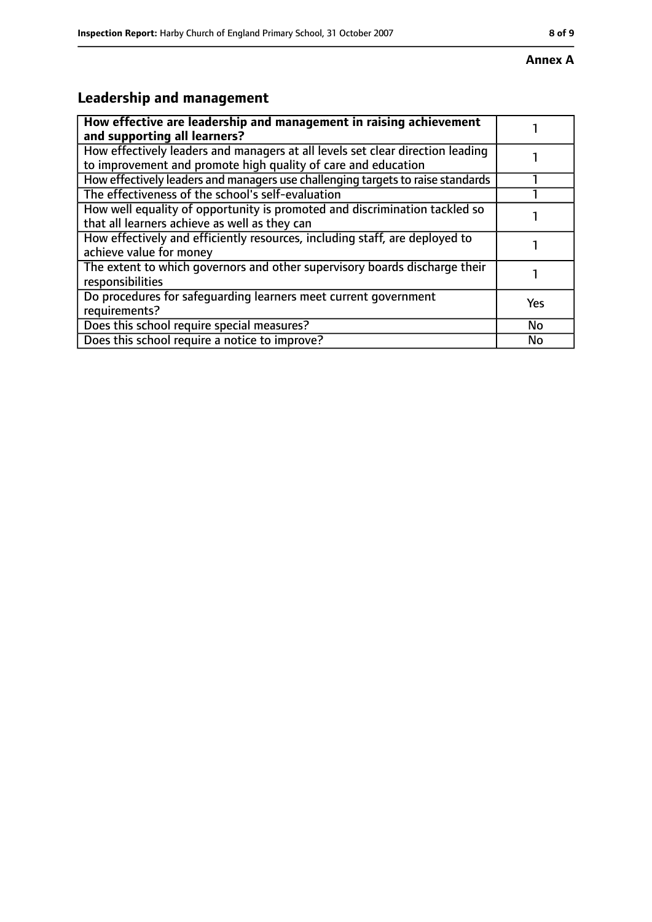**Annex A**

## Leadership and management

| **How effective are leadership and management in raising achievement and supporting all learners?** | 1 |
|---|---|
| How effectively leaders and managers at all levels set clear direction leading to improvement and promote high quality of care and education | 1 |
| How effectively leaders and managers use challenging targets to raise standards | 1 |
| The effectiveness of the school's self-evaluation | 1 |
| How well equality of opportunity is promoted and discrimination tackled so that all learners achieve as well as they can | 1 |
| How effectively and efficiently resources, including staff, are deployed to achieve value for money | 1 |
| The extent to which governors and other supervisory boards discharge their responsibilities | 1 |
| Do procedures for safeguarding learners meet current government requirements? | Yes |
| Does this school require special measures? | No |
| Does this school require a notice to improve? | No |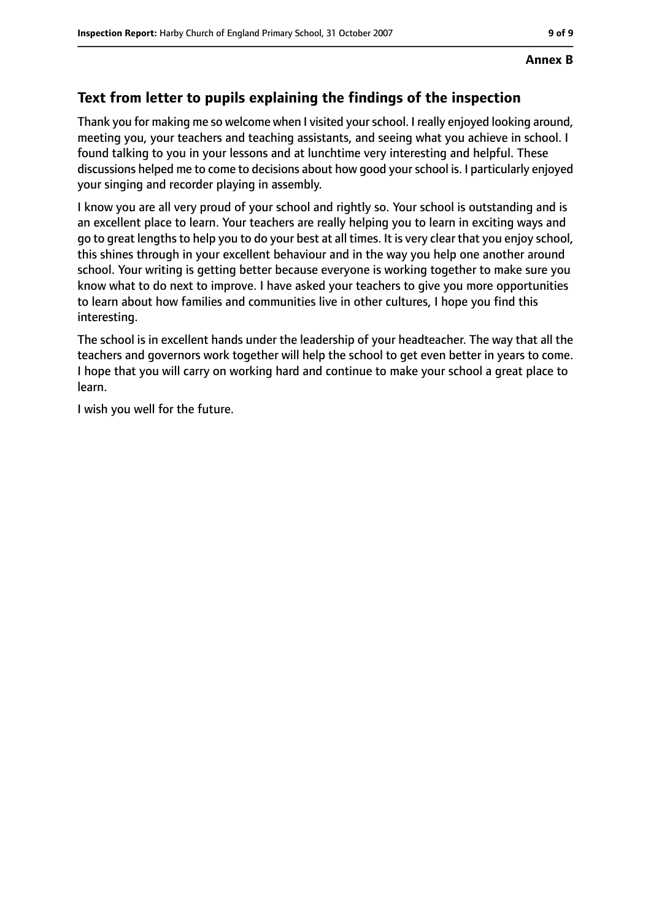**Annex B**

## Text from letter to pupils explaining the findings of the inspection

Thank you for making me so welcome when I visited your school. I really enjoyed looking around, meeting you, your teachers and teaching assistants, and seeing what you achieve in school. I found talking to you in your lessons and at lunchtime very interesting and helpful. These discussions helped me to come to decisions about how good your school is. I particularly enjoyed your singing and recorder playing in assembly.

I know you are all very proud of your school and rightly so. Your school is outstanding and is an excellent place to learn. Your teachers are really helping you to learn in exciting ways and go to great lengths to help you to do your best at all times. It is very clear that you enjoy school, this shines through in your excellent behaviour and in the way you help one another around school. Your writing is getting better because everyone is working together to make sure you know what to do next to improve. I have asked your teachers to give you more opportunities to learn about how families and communities live in other cultures, I hope you find this interesting.

The school is in excellent hands under the leadership of your headteacher. The way that all the teachers and governors work together will help the school to get even better in years to come. I hope that you will carry on working hard and continue to make your school a great place to learn.

I wish you well for the future.